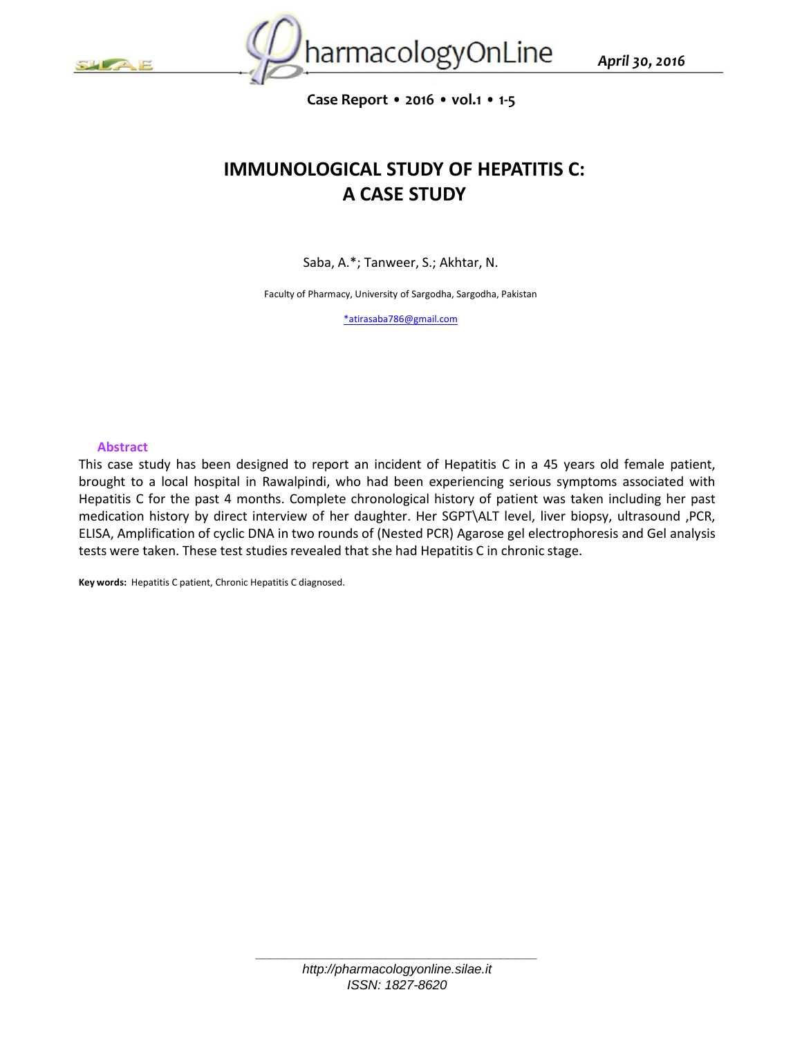# IMMUNOLOGICAL STUDY OF HEPATITIS C: A CASE STUDY

Saba, A.*; Tanweer, S.; Akhtar, N.

Faculty of Pharmacy, University of Sargodha, Sargodha, Pakistan

*atirasaba786@gmail.com

## Abstract

This case study has been designed to report an incident of Hepatitis C in a 45 years old female patient, brought to a local hospital in Rawalpindi, who had been experiencing serious symptoms associated with Hepatitis C for the past 4 months. Complete chronological history of patient was taken including her past medication history by direct interview of her daughter. Her SGPT\ALT level, liver biopsy, ultrasound ,PCR, ELISA, Amplification of cyclic DNA in two rounds of (Nested PCR) Agarose gel electrophoresis and Gel analysis tests were taken. These test studies revealed that she had Hepatitis C in chronic stage.

**Key words:** Hepatitis C patient, Chronic Hepatitis C diagnosed.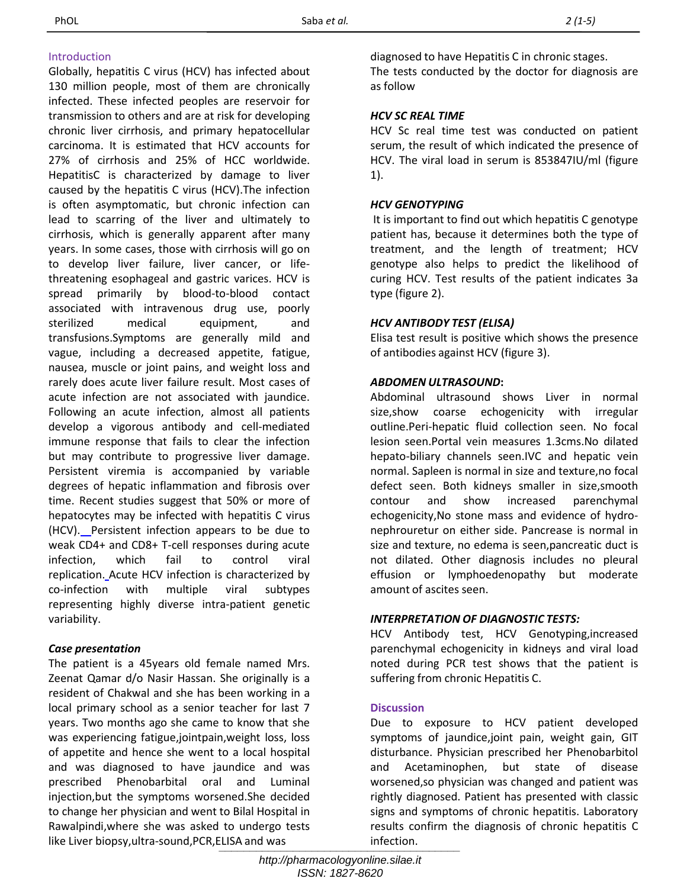## Introduction

Globally, hepatitis C virus (HCV) has infected about 130 million people, most of them are chronically infected. These infected peoples are reservoir for transmission to others and are at risk for developing chronic liver cirrhosis, and primary hepatocellular carcinoma. It is estimated that HCV accounts for 27% of cirrhosis and 25% of HCC worldwide. HepatitisC is characterized by damage to liver caused by the hepatitis C virus (HCV).The infection is often asymptomatic, but chronic infection can lead to scarring of the liver and ultimately to cirrhosis, which is generally apparent after many years. In some cases, those with cirrhosis will go on to develop liver failure, liver cancer, or life-threatening esophageal and gastric varices. HCV is spread primarily by blood-to-blood contact associated with intravenous drug use, poorly sterilized medical equipment, and transfusions.Symptoms are generally mild and vague, including a decreased appetite, fatigue, nausea, muscle or joint pains, and weight loss and rarely does acute liver failure result. Most cases of acute infection are not associated with jaundice. Following an acute infection, almost all patients develop a vigorous antibody and cell-mediated immune response that fails to clear the infection but may contribute to progressive liver damage. Persistent viremia is accompanied by variable degrees of hepatic inflammation and fibrosis over time. Recent studies suggest that 50% or more of hepatocytes may be infected with hepatitis C virus (HCV). Persistent infection appears to be due to weak CD4+ and CD8+ T-cell responses during acute infection, which fail to control viral replication. Acute HCV infection is characterized by co-infection with multiple viral subtypes representing highly diverse intra-patient genetic variability.

### *Case presentation*

The patient is a 45years old female named Mrs. Zeenat Qamar d/o Nasir Hassan. She originally is a resident of Chakwal and she has been working in a local primary school as a senior teacher for last 7 years. Two months ago she came to know that she was experiencing fatigue,jointpain,weight loss, loss of appetite and hence she went to a local hospital and was diagnosed to have jaundice and was prescribed Phenobarbital oral and Luminal injection,but the symptoms worsened.She decided to change her physician and went to Bilal Hospital in Rawalpindi,where she was asked to undergo tests like Liver biopsy,ultra-sound,PCR,ELISA and was diagnosed to have Hepatitis C in chronic stages.

The tests conducted by the doctor for diagnosis are as follow

#### *HCV SC REAL TIME*

HCV Sc real time test was conducted on patient serum, the result of which indicated the presence of HCV. The viral load in serum is 853847IU/ml (figure 1).

#### *HCV GENOTYPING*

It is important to find out which hepatitis C genotype patient has, because it determines both the type of treatment, and the length of treatment; HCV genotype also helps to predict the likelihood of curing HCV. Test results of the patient indicates 3a type (figure 2).

#### *HCV ANTIBODY TEST (ELISA)*

Elisa test result is positive which shows the presence of antibodies against HCV (figure 3).

#### *ABDOMEN ULTRASOUND***:**

Abdominal ultrasound shows Liver in normal size,show coarse echogenicity with irregular outline.Peri-hepatic fluid collection seen. No focal lesion seen.Portal vein measures 1.3cms.No dilated hepato-biliary channels seen.IVC and hepatic vein normal. Sapleen is normal in size and texture,no focal defect seen. Both kidneys smaller in size,smooth contour and show increased parenchymal echogenicity,No stone mass and evidence of hydro-nephrouretur on either side. Pancrease is normal in size and texture, no edema is seen,pancreatic duct is not dilated. Other diagnosis includes no pleural effusion or lymphoedenopathy but moderate amount of ascites seen.

#### *INTERPRETATION OF DIAGNOSTIC TESTS:*

HCV Antibody test, HCV Genotyping,increased parenchymal echogenicity in kidneys and viral load noted during PCR test shows that the patient is suffering from chronic Hepatitis C.

## Discussion

Due to exposure to HCV patient developed symptoms of jaundice,joint pain, weight gain, GIT disturbance. Physician prescribed her Phenobarbitol and Acetaminophen, but state of disease worsened,so physician was changed and patient was rightly diagnosed. Patient has presented with classic signs and symptoms of chronic hepatitis. Laboratory results confirm the diagnosis of chronic hepatitis C infection.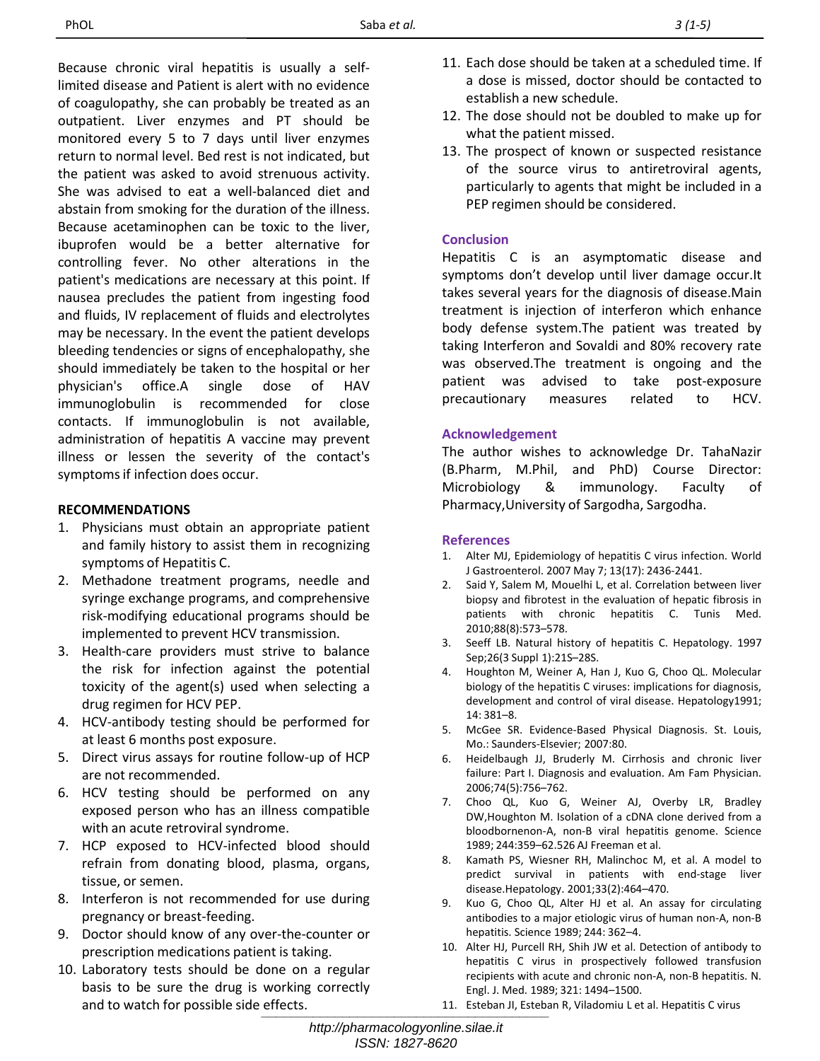Because chronic viral hepatitis is usually a self-limited disease and Patient is alert with no evidence of coagulopathy, she can probably be treated as an outpatient. Liver enzymes and PT should be monitored every 5 to 7 days until liver enzymes return to normal level. Bed rest is not indicated, but the patient was asked to avoid strenuous activity. She was advised to eat a well-balanced diet and abstain from smoking for the duration of the illness. Because acetaminophen can be toxic to the liver, ibuprofen would be a better alternative for controlling fever. No other alterations in the patient's medications are necessary at this point. If nausea precludes the patient from ingesting food and fluids, IV replacement of fluids and electrolytes may be necessary. In the event the patient develops bleeding tendencies or signs of encephalopathy, she should immediately be taken to the hospital or her physician's office.A single dose of HAV immunoglobulin is recommended for close contacts. If immunoglobulin is not available, administration of hepatitis A vaccine may prevent illness or lessen the severity of the contact's symptoms if infection does occur.

**RECOMMENDATIONS**

1. Physicians must obtain an appropriate patient and family history to assist them in recognizing symptoms of Hepatitis C.
2. Methadone treatment programs, needle and syringe exchange programs, and comprehensive risk-modifying educational programs should be implemented to prevent HCV transmission.
3. Health-care providers must strive to balance the risk for infection against the potential toxicity of the agent(s) used when selecting a drug regimen for HCV PEP.
4. HCV-antibody testing should be performed for at least 6 months post exposure.
5. Direct virus assays for routine follow-up of HCP are not recommended.
6. HCV testing should be performed on any exposed person who has an illness compatible with an acute retroviral syndrome.
7. HCP exposed to HCV-infected blood should refrain from donating blood, plasma, organs, tissue, or semen.
8. Interferon is not recommended for use during pregnancy or breast-feeding.
9. Doctor should know of any over-the-counter or prescription medications patient is taking.
10. Laboratory tests should be done on a regular basis to be sure the drug is working correctly and to watch for possible side effects.
11. Each dose should be taken at a scheduled time. If a dose is missed, doctor should be contacted to establish a new schedule.
12. The dose should not be doubled to make up for what the patient missed.
13. The prospect of known or suspected resistance of the source virus to antiretroviral agents, particularly to agents that might be included in a PEP regimen should be considered.

## Conclusion

Hepatitis C is an asymptomatic disease and symptoms don't develop until liver damage occur.It takes several years for the diagnosis of disease.Main treatment is injection of interferon which enhance body defense system.The patient was treated by taking Interferon and Sovaldi and 80% recovery rate was observed.The treatment is ongoing and the patient was advised to take post-exposure precautionary measures related to HCV.

## Acknowledgement

The author wishes to acknowledge Dr. TahaNazir (B.Pharm, M.Phil, and PhD) Course Director: Microbiology & immunology. Faculty of Pharmacy,University of Sargodha, Sargodha.

## References

1. Alter MJ, Epidemiology of hepatitis C virus infection. World J Gastroenterol. 2007 May 7; 13(17): 2436-2441.
2. Said Y, Salem M, Mouelhi L, et al. Correlation between liver biopsy and fibrotest in the evaluation of hepatic fibrosis in patients with chronic hepatitis C. Tunis Med. 2010;88(8):573–578.
3. Seeff LB. Natural history of hepatitis C. Hepatology. 1997 Sep;26(3 Suppl 1):21S–28S.
4. Houghton M, Weiner A, Han J, Kuo G, Choo QL. Molecular biology of the hepatitis C viruses: implications for diagnosis, development and control of viral disease. Hepatology1991; 14: 381–8.
5. McGee SR. Evidence-Based Physical Diagnosis. St. Louis, Mo.: Saunders-Elsevier; 2007:80.
6. Heidelbaugh JJ, Bruderly M. Cirrhosis and chronic liver failure: Part I. Diagnosis and evaluation. Am Fam Physician. 2006;74(5):756–762.
7. Choo QL, Kuo G, Weiner AJ, Overby LR, Bradley DW,Houghton M. Isolation of a cDNA clone derived from a bloodbornenon-A, non-B viral hepatitis genome. Science 1989; 244:359–62.526 AJ Freeman et al.
8. Kamath PS, Wiesner RH, Malinchoc M, et al. A model to predict survival in patients with end-stage liver disease.Hepatology. 2001;33(2):464–470.
9. Kuo G, Choo QL, Alter HJ et al. An assay for circulating antibodies to a major etiologic virus of human non-A, non-B hepatitis. Science 1989; 244: 362–4.
10. Alter HJ, Purcell RH, Shih JW et al. Detection of antibody to hepatitis C virus in prospectively followed transfusion recipients with acute and chronic non-A, non-B hepatitis. N. Engl. J. Med. 1989; 321: 1494–1500.
11. Esteban JI, Esteban R, Viladomiu L et al. Hepatitis C virus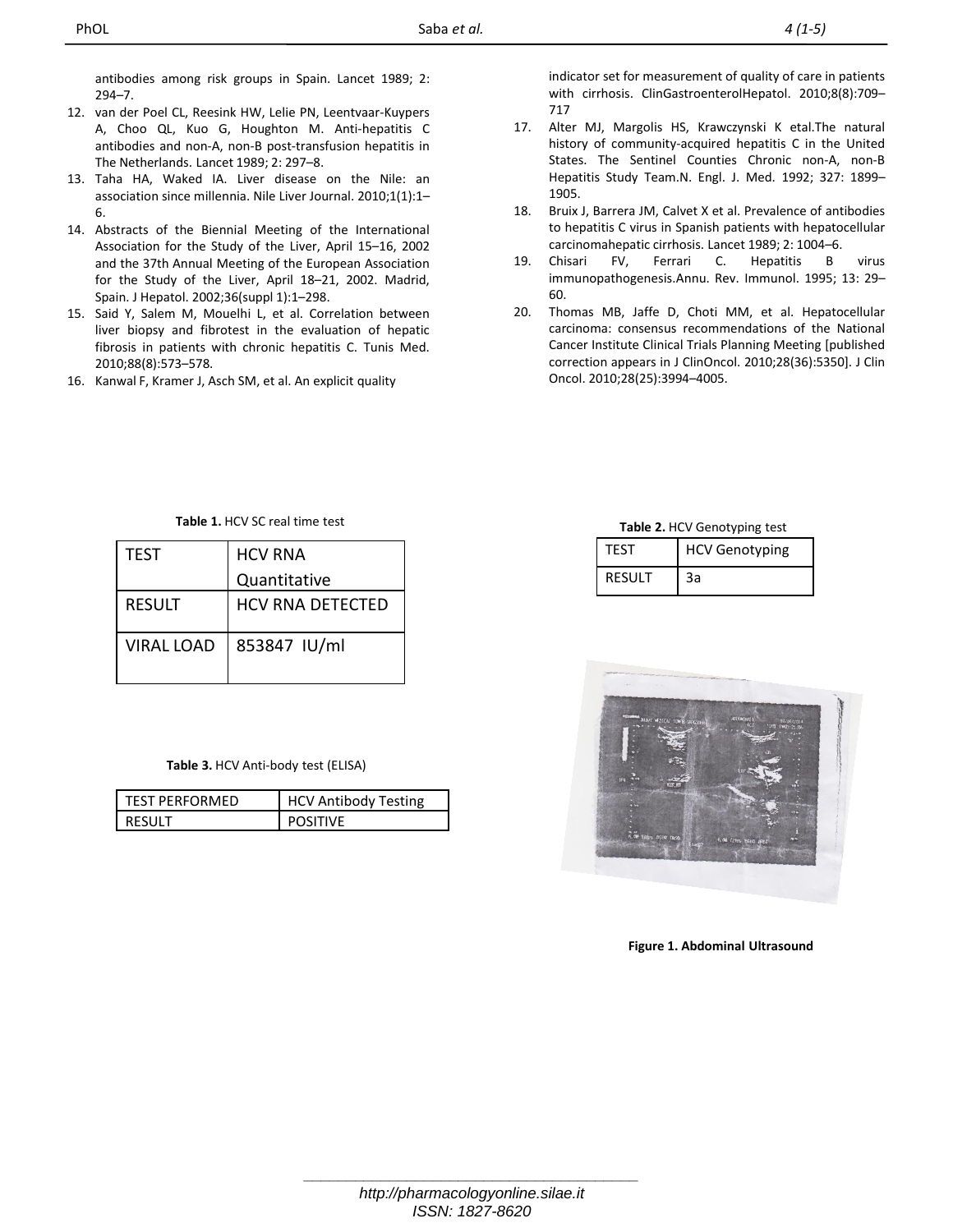antibodies among risk groups in Spain. Lancet 1989; 2: 294–7.

12. van der Poel CL, Reesink HW, Lelie PN, Leentvaar-Kuypers A, Choo QL, Kuo G, Houghton M. Anti-hepatitis C antibodies and non-A, non-B post-transfusion hepatitis in The Netherlands. Lancet 1989; 2: 297–8.
13. Taha HA, Waked IA. Liver disease on the Nile: an association since millennia. Nile Liver Journal. 2010;1(1):1–6.
14. Abstracts of the Biennial Meeting of the International Association for the Study of the Liver, April 15–16, 2002 and the 37th Annual Meeting of the European Association for the Study of the Liver, April 18–21, 2002. Madrid, Spain. J Hepatol. 2002;36(suppl 1):1–298.
15. Said Y, Salem M, Mouelhi L, et al. Correlation between liver biopsy and fibrotest in the evaluation of hepatic fibrosis in patients with chronic hepatitis C. Tunis Med. 2010;88(8):573–578.
16. Kanwal F, Kramer J, Asch SM, et al. An explicit quality indicator set for measurement of quality of care in patients with cirrhosis. ClinGastroenterolHepatol. 2010;8(8):709–717
17. Alter MJ, Margolis HS, Krawczynski K etal.The natural history of community-acquired hepatitis C in the United States. The Sentinel Counties Chronic non-A, non-B Hepatitis Study Team.N. Engl. J. Med. 1992; 327: 1899–1905.
18. Bruix J, Barrera JM, Calvet X et al. Prevalence of antibodies to hepatitis C virus in Spanish patients with hepatocellular carcinomahepatic cirrhosis. Lancet 1989; 2: 1004–6.
19. Chisari FV, Ferrari C. Hepatitis B virus immunopathogenesis.Annu. Rev. Immunol. 1995; 13: 29–60.
20. Thomas MB, Jaffe D, Choti MM, et al. Hepatocellular carcinoma: consensus recommendations of the National Cancer Institute Clinical Trials Planning Meeting [published correction appears in J ClinOncol. 2010;28(36):5350]. J Clin Oncol. 2010;28(25):3994–4005.

**Table 1.** HCV SC real time test

| TEST | HCV RNA Quantitative |
|---|---|
| RESULT | HCV RNA DETECTED |
| VIRAL LOAD | 853847 IU/ml |

**Table 2.** HCV Genotyping test

| TEST | HCV Genotyping |
|---|---|
| RESULT | 3a |

**Table 3.** HCV Anti-body test (ELISA)

| TEST PERFORMED | HCV Antibody Testing |
|---|---|
| RESULT | POSITIVE |

**Figure 1. Abdominal Ultrasound**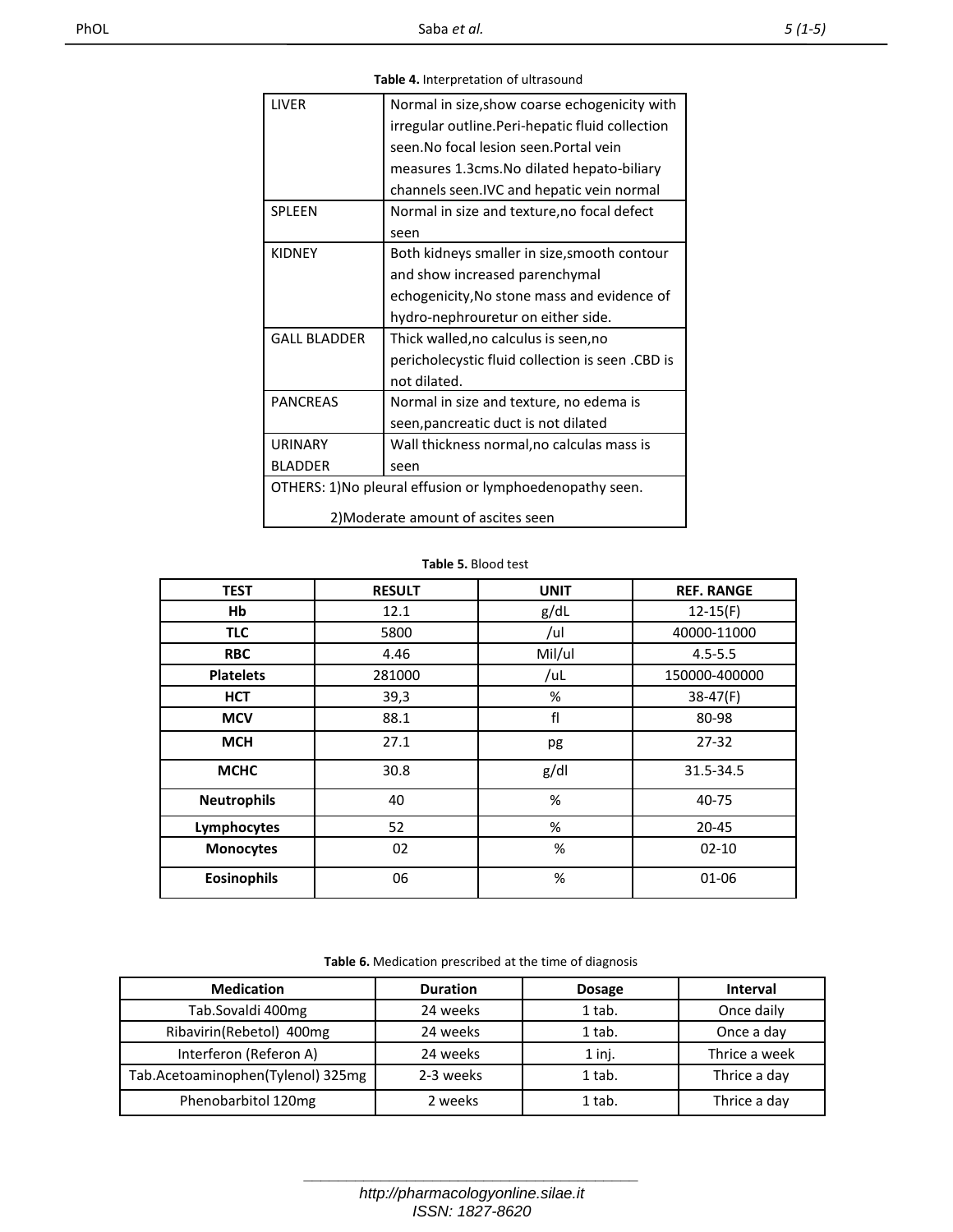**Table 4.** Interpretation of ultrasound

| | |
|---|---|
| LIVER | Normal in size,show coarse echogenicity with irregular outline.Peri-hepatic fluid collection seen.No focal lesion seen.Portal vein measures 1.3cms.No dilated hepato-biliary channels seen.IVC and hepatic vein normal |
| SPLEEN | Normal in size and texture,no focal defect seen |
| KIDNEY | Both kidneys smaller in size,smooth contour and show increased parenchymal echogenicity,No stone mass and evidence of hydro-nephrouretur on either side. |
| GALL BLADDER | Thick walled,no calculus is seen,no pericholecystic fluid collection is seen .CBD is not dilated. |
| PANCREAS | Normal in size and texture, no edema is seen,pancreatic duct is not dilated |
| URINARY BLADDER | Wall thickness normal,no calculas mass is seen |
| OTHERS: 1)No pleural effusion or lymphoedenopathy seen. 2)Moderate amount of ascites seen | |

**Table 5.** Blood test

| TEST | RESULT | UNIT | REF. RANGE |
|---|---|---|---|
| Hb | 12.1 | g/dL | 12-15(F) |
| TLC | 5800 | /ul | 40000-11000 |
| RBC | 4.46 | Mil/ul | 4.5-5.5 |
| Platelets | 281000 | /uL | 150000-400000 |
| HCT | 39,3 | % | 38-47(F) |
| MCV | 88.1 | fl | 80-98 |
| MCH | 27.1 | pg | 27-32 |
| MCHC | 30.8 | g/dl | 31.5-34.5 |
| Neutrophils | 40 | % | 40-75 |
| Lymphocytes | 52 | % | 20-45 |
| Monocytes | 02 | % | 02-10 |
| Eosinophils | 06 | % | 01-06 |

**Table 6.** Medication prescribed at the time of diagnosis

| Medication | Duration | Dosage | Interval |
|---|---|---|---|
| Tab.Sovaldi 400mg | 24 weeks | 1 tab. | Once daily |
| Ribavirin(Rebetol) 400mg | 24 weeks | 1 tab. | Once a day |
| Interferon (Referon A) | 24 weeks | 1 inj. | Thrice a week |
| Tab.Acetoaminophen(Tylenol) 325mg | 2-3 weeks | 1 tab. | Thrice a day |
| Phenobarbitol 120mg | 2 weeks | 1 tab. | Thrice a day |